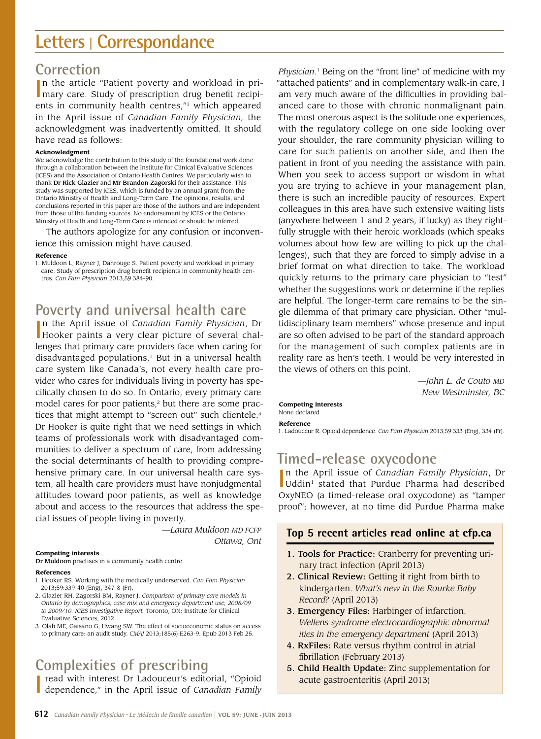# Letters | Correspondance

## Correction

In the article "Patient poverty and workload in primary care. Study of prescription drug benefit recipients in community health centres,"[1] which appeared in the April issue of *Canadian Family Physician,* the acknowledgment was inadvertently omitted. It should have read as follows:

**Acknowledgment**

We acknowledge the contribution to this study of the foundational work done through a collaboration between the Institute for Clinical Evaluative Sciences (ICES) and the Association of Ontario Health Centres. We particularly wish to thank **Dr Rick Glazier** and **Mr Brandon Zagorski** for their assistance. This study was supported by ICES, which is funded by an annual grant from the Ontario Ministry of Health and Long-Term Care. The opinions, results, and conclusions reported in this paper are those of the authors and are independent from those of the funding sources. No endorsement by ICES or the Ontario Ministry of Health and Long-Term Care is intended or should be inferred.

The authors apologize for any confusion or inconvenience this omission might have caused.

**Reference**

1. Muldoon L, Rayner J, Dahrouge S. Patient poverty and workload in primary care. Study of prescription drug benefit recipients in community health centres. *Can Fam Physician* 2013;59:384-90.

## Poverty and universal health care

In the April issue of *Canadian Family Physician*, Dr Hooker paints a very clear picture of several challenges that primary care providers face when caring for disadvantaged populations.[1] But in a universal health care system like Canada's, not every health care provider who cares for individuals living in poverty has specifically chosen to do so. In Ontario, every primary care model cares for poor patients,[2] but there are some practices that might attempt to "screen out" such clientele.[3] Dr Hooker is quite right that we need settings in which teams of professionals work with disadvantaged communities to deliver a spectrum of care, from addressing the social determinants of health to providing comprehensive primary care. In our universal health care system, all health care providers must have nonjudgmental attitudes toward poor patients, as well as knowledge about and access to the resources that address the special issues of people living in poverty.

—*Laura Muldoon MD FCFP*
*Ottawa, Ont*

**Competing interests**

**Dr Muldoon** practises in a community health centre.

**References**

1. Hooker RS. Working with the medically underserved. *Can Fam Physician* 2013;59:339-40 (Eng), 347-8 (Fr).
2. Glazier RH, Zagorski BM, Rayner J. *Comparison of primary care models in Ontario by demographics, case mix and emergency department use, 2008/09 to 2009/10. ICES Investigative Report.* Toronto, ON: Institute for Clinical Evaluative Sciences; 2012.
3. Olah ME, Gaisano G, Hwang SW. The effect of socioeconomic status on access to primary care: an audit study. *CMAJ* 2013;185(6):E263-9. Epub 2013 Feb 25.

## Complexities of prescribing

I read with interest Dr Ladouceur's editorial, "Opioid dependence," in the April issue of *Canadian Family Physician*.[1] Being on the "front line" of medicine with my "attached patients" and in complementary walk-in care, I am very much aware of the difficulties in providing balanced care to those with chronic nonmalignant pain. The most onerous aspect is the solitude one experiences, with the regulatory college on one side looking over your shoulder, the rare community physician willing to care for such patients on another side, and then the patient in front of you needing the assistance with pain. When you seek to access support or wisdom in what you are trying to achieve in your management plan, there is such an incredible paucity of resources. Expert colleagues in this area have such extensive waiting lists (anywhere between 1 and 2 years, if lucky) as they rightfully struggle with their heroic workloads (which speaks volumes about how few are willing to pick up the challenges), such that they are forced to simply advise in a brief format on what direction to take. The workload quickly returns to the primary care physician to "test" whether the suggestions work or determine if the replies are helpful. The longer-term care remains to be the single dilemma of that primary care physician. Other "multidisciplinary team members" whose presence and input are so often advised to be part of the standard approach for the management of such complex patients are in reality rare as hen's teeth. I would be very interested in the views of others on this point.

—*John L. de Couto MD*
*New Westminster, BC*

**Competing interests**

None declared

**Reference**

1. Ladouceur R. Opioid dependence. *Can Fam Physician* 2013;59:333 (Eng), 334 (Fr).

## Timed-release oxycodone

In the April issue of *Canadian Family Physician*, Dr Uddin[1] stated that Purdue Pharma had described OxyNEO (a timed-release oral oxycodone) as "tamper proof"; however, at no time did Purdue Pharma make

**Top 5 recent articles read online at cfp.ca**

1. **Tools for Practice:** Cranberry for preventing urinary tract infection (April 2013)
2. **Clinical Review:** Getting it right from birth to kindergarten. *What's new in the Rourke Baby Record?* (April 2013)
3. **Emergency Files:** Harbinger of infarction. *Wellens syndrome electrocardiographic abnormalities in the emergency department* (April 2013)
4. **RxFiles:** Rate versus rhythm control in atrial fibrillation (February 2013)
5. **Child Health Update:** Zinc supplementation for acute gastroenteritis (April 2013)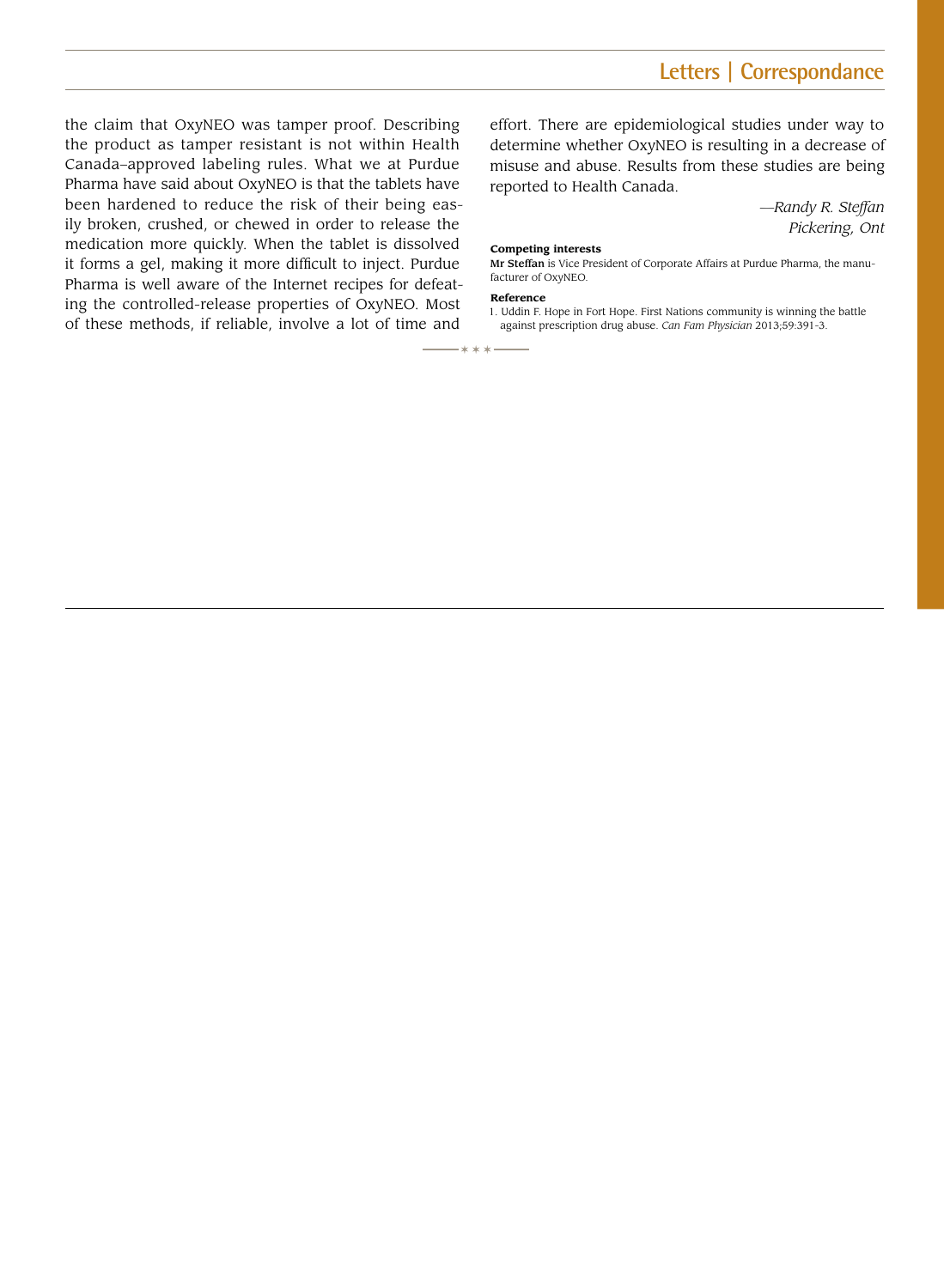the claim that OxyNEO was tamper proof. Describing the product as tamper resistant is not within Health Canada–approved labeling rules. What we at Purdue Pharma have said about OxyNEO is that the tablets have been hardened to reduce the risk of their being easily broken, crushed, or chewed in order to release the medication more quickly. When the tablet is dissolved it forms a gel, making it more difficult to inject. Purdue Pharma is well aware of the Internet recipes for defeating the controlled-release properties of OxyNEO. Most of these methods, if reliable, involve a lot of time and effort. There are epidemiological studies under way to determine whether OxyNEO is resulting in a decrease of misuse and abuse. Results from these studies are being reported to Health Canada.

*—Randy R. Steffan*
*Pickering, Ont*

**Competing interests**

**Mr Steffan** is Vice President of Corporate Affairs at Purdue Pharma, the manufacturer of OxyNEO.

**Reference**

1. Uddin F. Hope in Fort Hope. First Nations community is winning the battle against prescription drug abuse. *Can Fam Physician* 2013;59:391-3.

\*\*\*